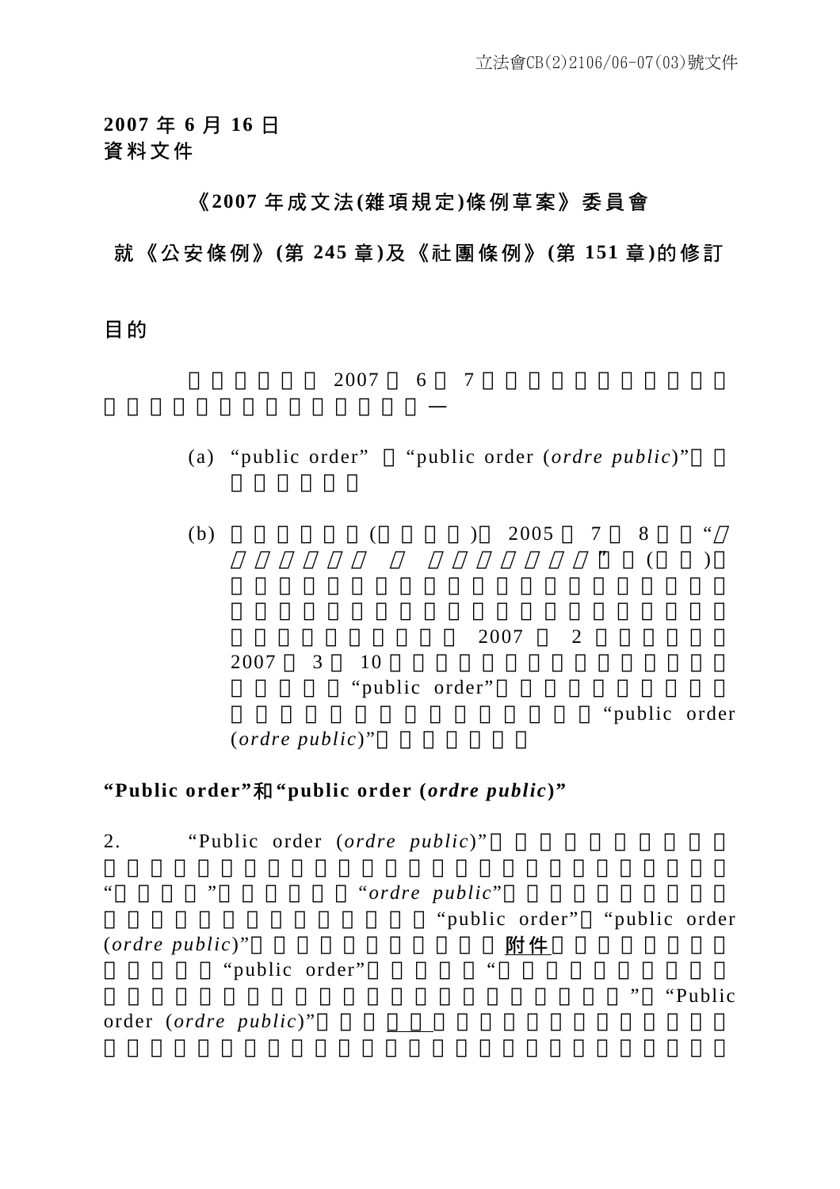立法會CB(2)2106/06-07(03)號文件

**2007 年 6 月 16 日**
**資料文件**

## 《2007 年成文法(雜項規定)條例草案》委員會

## 就《公安條例》(第 245 章)及《社團條例》(第 151 章)的修訂

## 目的

2007 6 7 —

(a) "public order" "public order (*ordre public*)"

(b) ( ) 2005 7 8 " " ( ) 2007 2 2007 3 10 "public order" "public order (*ordre public*)"

## "Public order"和"public order (*ordre public*)"

2. "Public order (*ordre public*)" " " "*ordre public*" "public order" "public order (*ordre public*)" 附件 "public order" " " "Public order (*ordre public*)"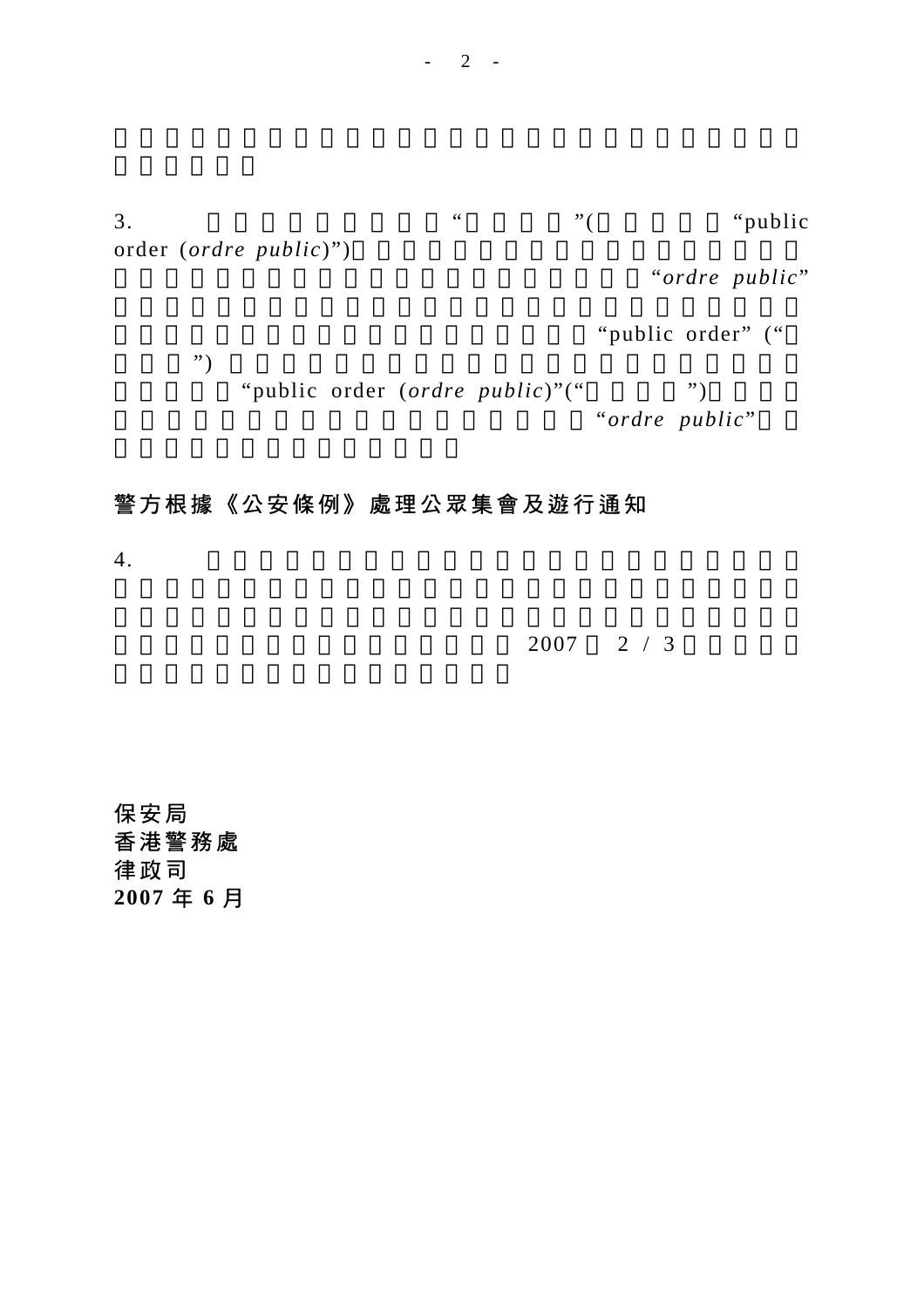3. “ ”( “public order (*ordre public*)”) “*ordre public*” “public order” (“ ”) “public order (*ordre public*)”(“ ”) “*ordre public*”

## 警方根據《公安條例》處理公眾集會及遊行通知

4. 2007 2 / 3

**保安局**
**香港警務處**
**律政司**
**2007 年 6 月**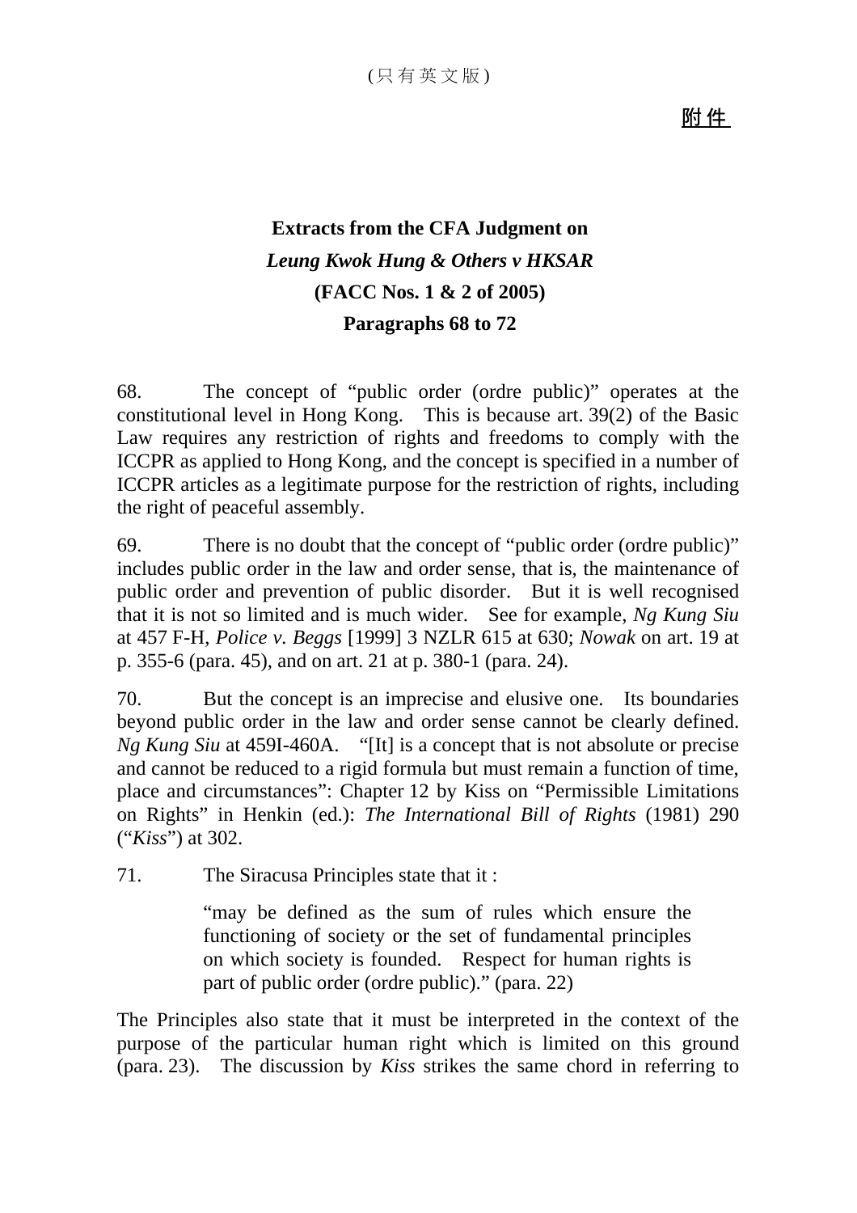(只有英文版)

**附件**

# Extracts from the CFA Judgment on *Leung Kwok Hung & Others v HKSAR* (FACC Nos. 1 & 2 of 2005) Paragraphs 68 to 72

68. The concept of "public order (ordre public)" operates at the constitutional level in Hong Kong. This is because art. 39(2) of the Basic Law requires any restriction of rights and freedoms to comply with the ICCPR as applied to Hong Kong, and the concept is specified in a number of ICCPR articles as a legitimate purpose for the restriction of rights, including the right of peaceful assembly.

69. There is no doubt that the concept of "public order (ordre public)" includes public order in the law and order sense, that is, the maintenance of public order and prevention of public disorder. But it is well recognised that it is not so limited and is much wider. See for example, *Ng Kung Siu* at 457 F-H, *Police v. Beggs* [1999] 3 NZLR 615 at 630; *Nowak* on art. 19 at p. 355-6 (para. 45), and on art. 21 at p. 380-1 (para. 24).

70. But the concept is an imprecise and elusive one. Its boundaries beyond public order in the law and order sense cannot be clearly defined. *Ng Kung Siu* at 459I-460A. "[It] is a concept that is not absolute or precise and cannot be reduced to a rigid formula but must remain a function of time, place and circumstances": Chapter 12 by Kiss on "Permissible Limitations on Rights" in Henkin (ed.): *The International Bill of Rights* (1981) 290 ("*Kiss*") at 302.

71. The Siracusa Principles state that it :

> "may be defined as the sum of rules which ensure the functioning of society or the set of fundamental principles on which society is founded. Respect for human rights is part of public order (ordre public)." (para. 22)

The Principles also state that it must be interpreted in the context of the purpose of the particular human right which is limited on this ground (para. 23). The discussion by *Kiss* strikes the same chord in referring to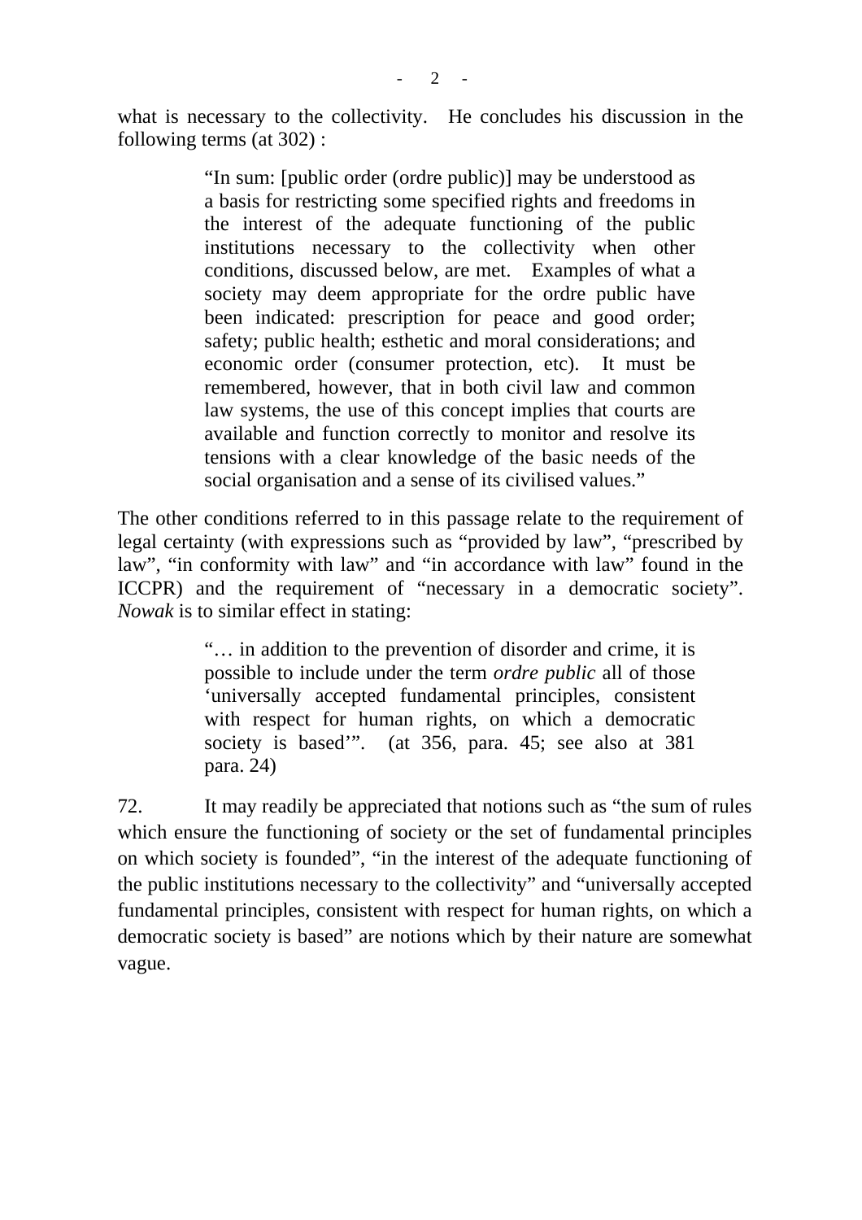what is necessary to the collectivity. He concludes his discussion in the following terms (at 302) :

> "In sum: [public order (ordre public)] may be understood as a basis for restricting some specified rights and freedoms in the interest of the adequate functioning of the public institutions necessary to the collectivity when other conditions, discussed below, are met. Examples of what a society may deem appropriate for the ordre public have been indicated: prescription for peace and good order; safety; public health; esthetic and moral considerations; and economic order (consumer protection, etc). It must be remembered, however, that in both civil law and common law systems, the use of this concept implies that courts are available and function correctly to monitor and resolve its tensions with a clear knowledge of the basic needs of the social organisation and a sense of its civilised values."

The other conditions referred to in this passage relate to the requirement of legal certainty (with expressions such as "provided by law", "prescribed by law", "in conformity with law" and "in accordance with law" found in the ICCPR) and the requirement of "necessary in a democratic society". *Nowak* is to similar effect in stating:

> "… in addition to the prevention of disorder and crime, it is possible to include under the term *ordre public* all of those 'universally accepted fundamental principles, consistent with respect for human rights, on which a democratic society is based'". (at 356, para. 45; see also at 381 para. 24)

72. It may readily be appreciated that notions such as "the sum of rules which ensure the functioning of society or the set of fundamental principles on which society is founded", "in the interest of the adequate functioning of the public institutions necessary to the collectivity" and "universally accepted fundamental principles, consistent with respect for human rights, on which a democratic society is based" are notions which by their nature are somewhat vague.